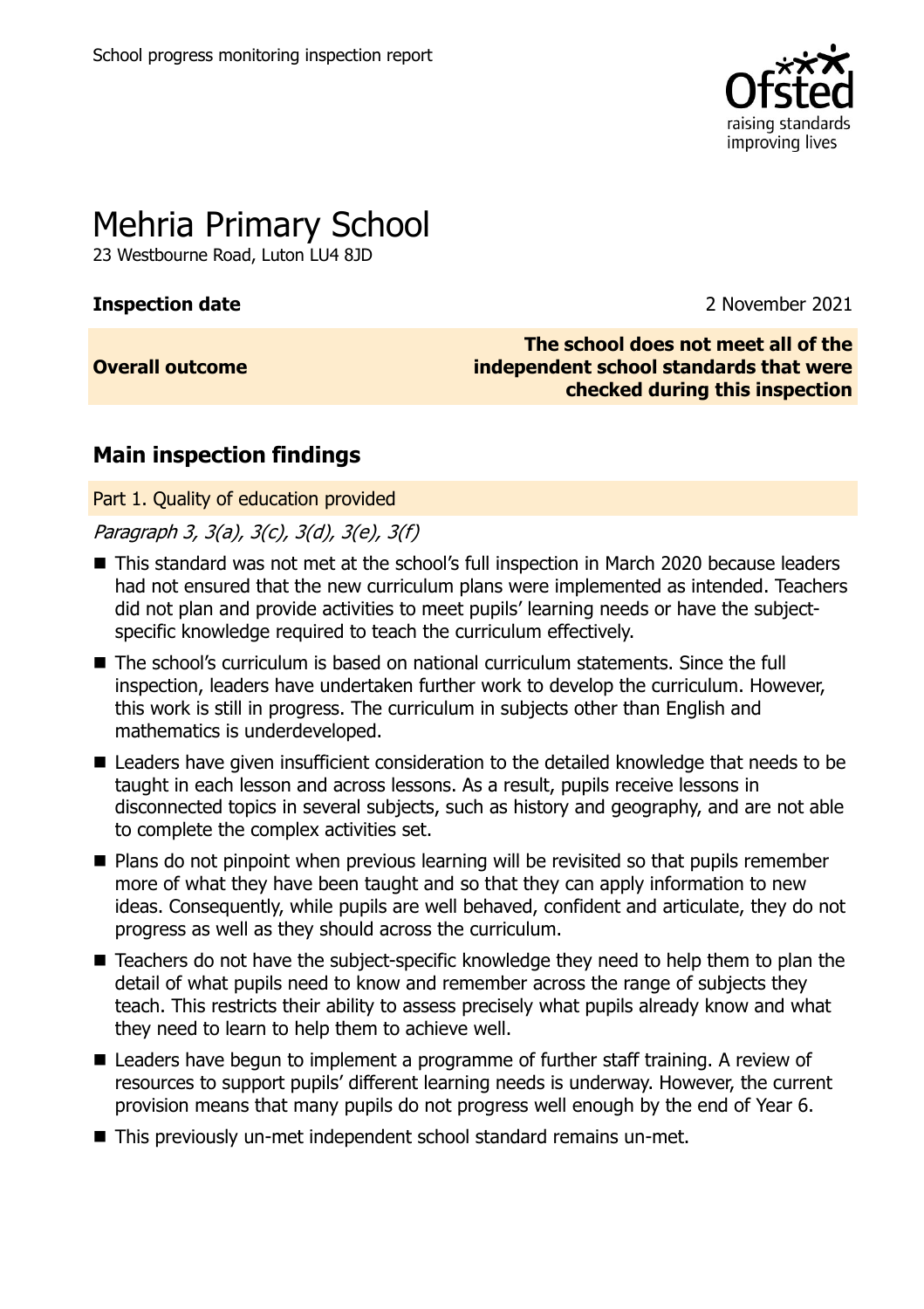School progress monitoring inspection report

# Mehria Primary School

23 Westbourne Road, Luton LU4 8JD

**Inspection date** 2 November 2021

**Overall outcome** **The school does not meet all of the independent school standards that were checked during this inspection**

## Main inspection findings

### Part 1. Quality of education provided

*Paragraph 3, 3(a), 3(c), 3(d), 3(e), 3(f)*

- This standard was not met at the school's full inspection in March 2020 because leaders had not ensured that the new curriculum plans were implemented as intended. Teachers did not plan and provide activities to meet pupils' learning needs or have the subject-specific knowledge required to teach the curriculum effectively.
- The school's curriculum is based on national curriculum statements. Since the full inspection, leaders have undertaken further work to develop the curriculum. However, this work is still in progress. The curriculum in subjects other than English and mathematics is underdeveloped.
- Leaders have given insufficient consideration to the detailed knowledge that needs to be taught in each lesson and across lessons. As a result, pupils receive lessons in disconnected topics in several subjects, such as history and geography, and are not able to complete the complex activities set.
- Plans do not pinpoint when previous learning will be revisited so that pupils remember more of what they have been taught and so that they can apply information to new ideas. Consequently, while pupils are well behaved, confident and articulate, they do not progress as well as they should across the curriculum.
- Teachers do not have the subject-specific knowledge they need to help them to plan the detail of what pupils need to know and remember across the range of subjects they teach. This restricts their ability to assess precisely what pupils already know and what they need to learn to help them to achieve well.
- Leaders have begun to implement a programme of further staff training. A review of resources to support pupils' different learning needs is underway. However, the current provision means that many pupils do not progress well enough by the end of Year 6.
- This previously un-met independent school standard remains un-met.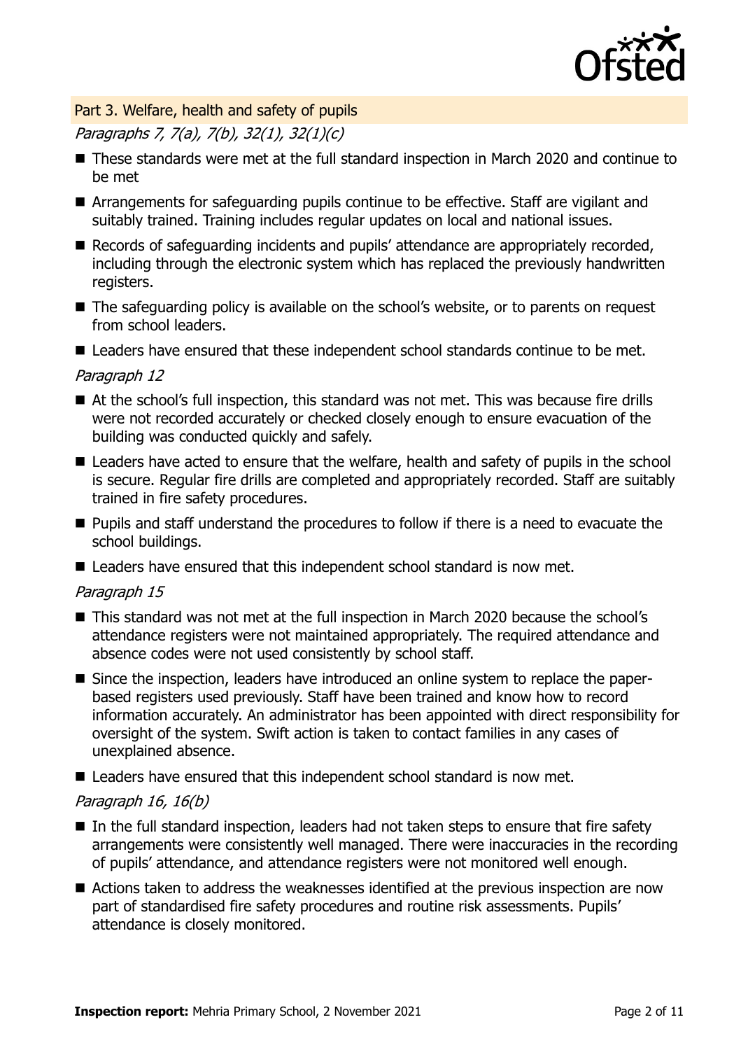## Part 3. Welfare, health and safety of pupils

*Paragraphs 7, 7(a), 7(b), 32(1), 32(1)(c)*

- These standards were met at the full standard inspection in March 2020 and continue to be met
- Arrangements for safeguarding pupils continue to be effective. Staff are vigilant and suitably trained. Training includes regular updates on local and national issues.
- Records of safeguarding incidents and pupils' attendance are appropriately recorded, including through the electronic system which has replaced the previously handwritten registers.
- The safeguarding policy is available on the school's website, or to parents on request from school leaders.
- Leaders have ensured that these independent school standards continue to be met.

*Paragraph 12*

- At the school's full inspection, this standard was not met. This was because fire drills were not recorded accurately or checked closely enough to ensure evacuation of the building was conducted quickly and safely.
- Leaders have acted to ensure that the welfare, health and safety of pupils in the school is secure. Regular fire drills are completed and appropriately recorded. Staff are suitably trained in fire safety procedures.
- Pupils and staff understand the procedures to follow if there is a need to evacuate the school buildings.
- Leaders have ensured that this independent school standard is now met.

*Paragraph 15*

- This standard was not met at the full inspection in March 2020 because the school's attendance registers were not maintained appropriately. The required attendance and absence codes were not used consistently by school staff.
- Since the inspection, leaders have introduced an online system to replace the paper-based registers used previously. Staff have been trained and know how to record information accurately. An administrator has been appointed with direct responsibility for oversight of the system. Swift action is taken to contact families in any cases of unexplained absence.
- Leaders have ensured that this independent school standard is now met.

*Paragraph 16, 16(b)*

- In the full standard inspection, leaders had not taken steps to ensure that fire safety arrangements were consistently well managed. There were inaccuracies in the recording of pupils' attendance, and attendance registers were not monitored well enough.
- Actions taken to address the weaknesses identified at the previous inspection are now part of standardised fire safety procedures and routine risk assessments. Pupils' attendance is closely monitored.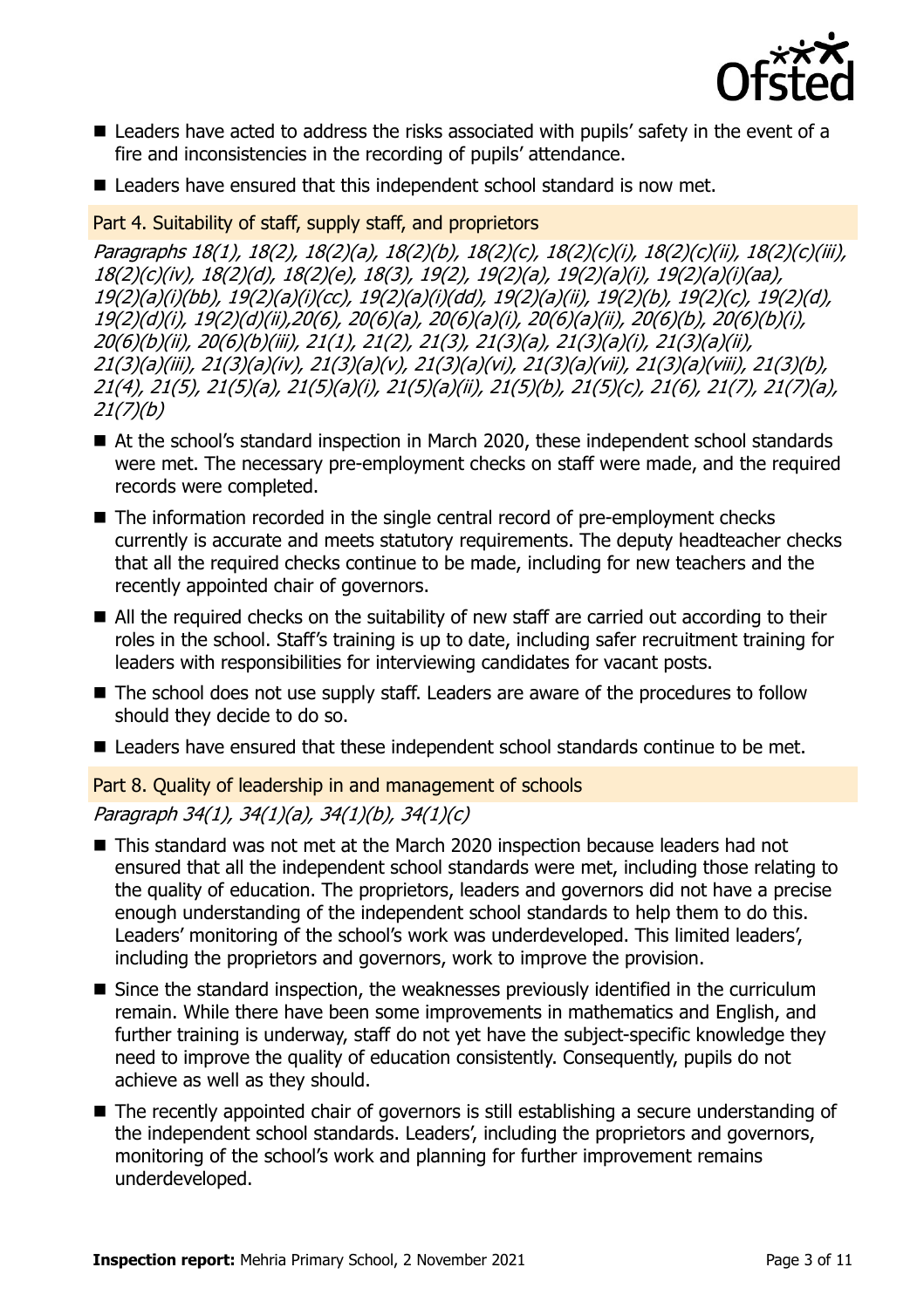- Leaders have acted to address the risks associated with pupils' safety in the event of a fire and inconsistencies in the recording of pupils' attendance.
- Leaders have ensured that this independent school standard is now met.

### Part 4. Suitability of staff, supply staff, and proprietors

*Paragraphs 18(1), 18(2), 18(2)(a), 18(2)(b), 18(2)(c), 18(2)(c)(i), 18(2)(c)(ii), 18(2)(c)(iii), 18(2)(c)(iv), 18(2)(d), 18(2)(e), 18(3), 19(2), 19(2)(a), 19(2)(a)(i), 19(2)(a)(i)(aa), 19(2)(a)(i)(bb), 19(2)(a)(i)(cc), 19(2)(a)(i)(dd), 19(2)(a)(ii), 19(2)(b), 19(2)(c), 19(2)(d), 19(2)(d)(i), 19(2)(d)(ii),20(6), 20(6)(a), 20(6)(a)(i), 20(6)(a)(ii), 20(6)(b), 20(6)(b)(i), 20(6)(b)(ii), 20(6)(b)(iii), 21(1), 21(2), 21(3), 21(3)(a), 21(3)(a)(i), 21(3)(a)(ii), 21(3)(a)(iii), 21(3)(a)(iv), 21(3)(a)(v), 21(3)(a)(vi), 21(3)(a)(vii), 21(3)(a)(viii), 21(3)(b), 21(4), 21(5), 21(5)(a), 21(5)(a)(i), 21(5)(a)(ii), 21(5)(b), 21(5)(c), 21(6), 21(7), 21(7)(a), 21(7)(b)*

- At the school's standard inspection in March 2020, these independent school standards were met. The necessary pre-employment checks on staff were made, and the required records were completed.
- The information recorded in the single central record of pre-employment checks currently is accurate and meets statutory requirements. The deputy headteacher checks that all the required checks continue to be made, including for new teachers and the recently appointed chair of governors.
- All the required checks on the suitability of new staff are carried out according to their roles in the school. Staff's training is up to date, including safer recruitment training for leaders with responsibilities for interviewing candidates for vacant posts.
- The school does not use supply staff. Leaders are aware of the procedures to follow should they decide to do so.
- Leaders have ensured that these independent school standards continue to be met.

### Part 8. Quality of leadership in and management of schools

*Paragraph 34(1), 34(1)(a), 34(1)(b), 34(1)(c)*

- This standard was not met at the March 2020 inspection because leaders had not ensured that all the independent school standards were met, including those relating to the quality of education. The proprietors, leaders and governors did not have a precise enough understanding of the independent school standards to help them to do this. Leaders' monitoring of the school's work was underdeveloped. This limited leaders', including the proprietors and governors, work to improve the provision.
- Since the standard inspection, the weaknesses previously identified in the curriculum remain. While there have been some improvements in mathematics and English, and further training is underway, staff do not yet have the subject-specific knowledge they need to improve the quality of education consistently. Consequently, pupils do not achieve as well as they should.
- The recently appointed chair of governors is still establishing a secure understanding of the independent school standards. Leaders', including the proprietors and governors, monitoring of the school's work and planning for further improvement remains underdeveloped.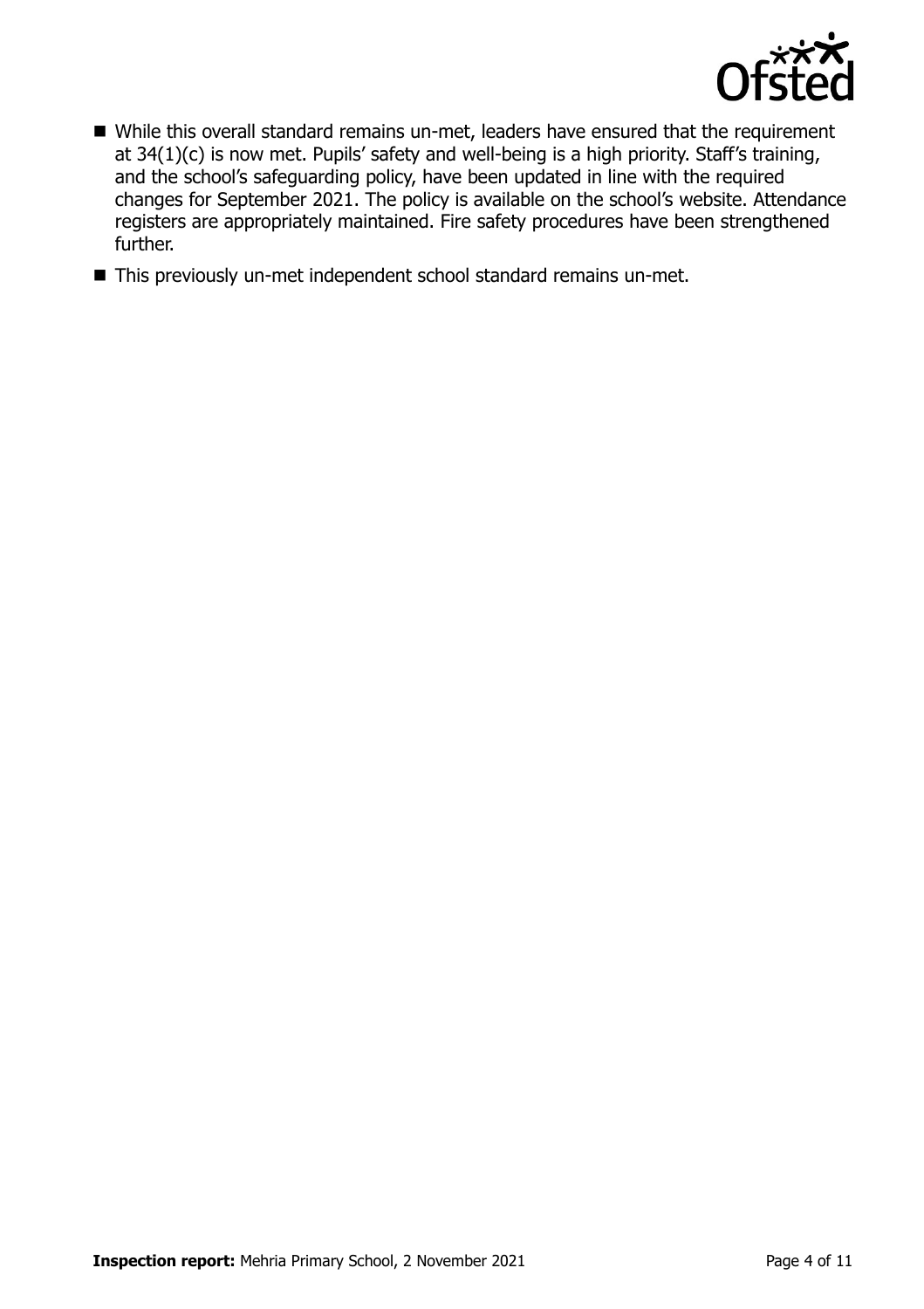- While this overall standard remains un-met, leaders have ensured that the requirement at 34(1)(c) is now met. Pupils' safety and well-being is a high priority. Staff's training, and the school's safeguarding policy, have been updated in line with the required changes for September 2021. The policy is available on the school's website. Attendance registers are appropriately maintained. Fire safety procedures have been strengthened further.
- This previously un-met independent school standard remains un-met.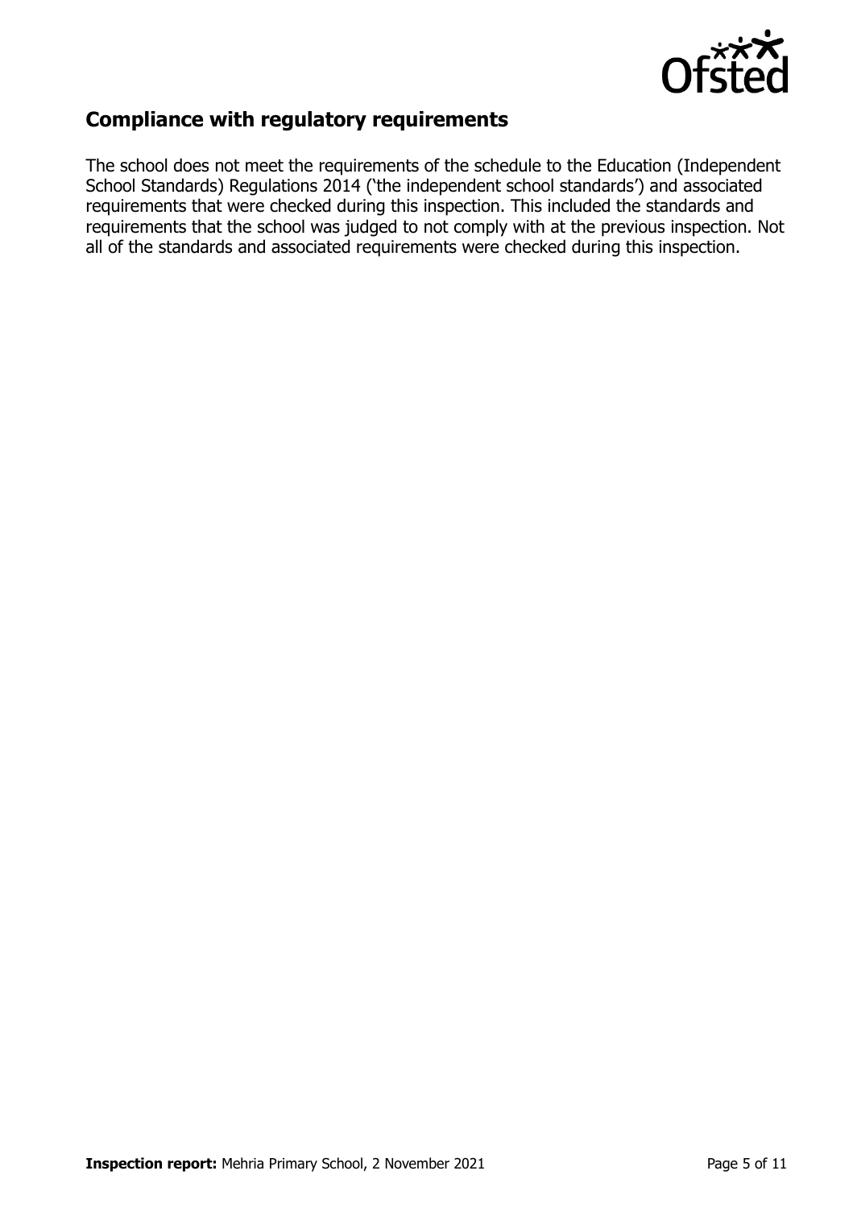## Compliance with regulatory requirements

The school does not meet the requirements of the schedule to the Education (Independent School Standards) Regulations 2014 ('the independent school standards') and associated requirements that were checked during this inspection. This included the standards and requirements that the school was judged to not comply with at the previous inspection. Not all of the standards and associated requirements were checked during this inspection.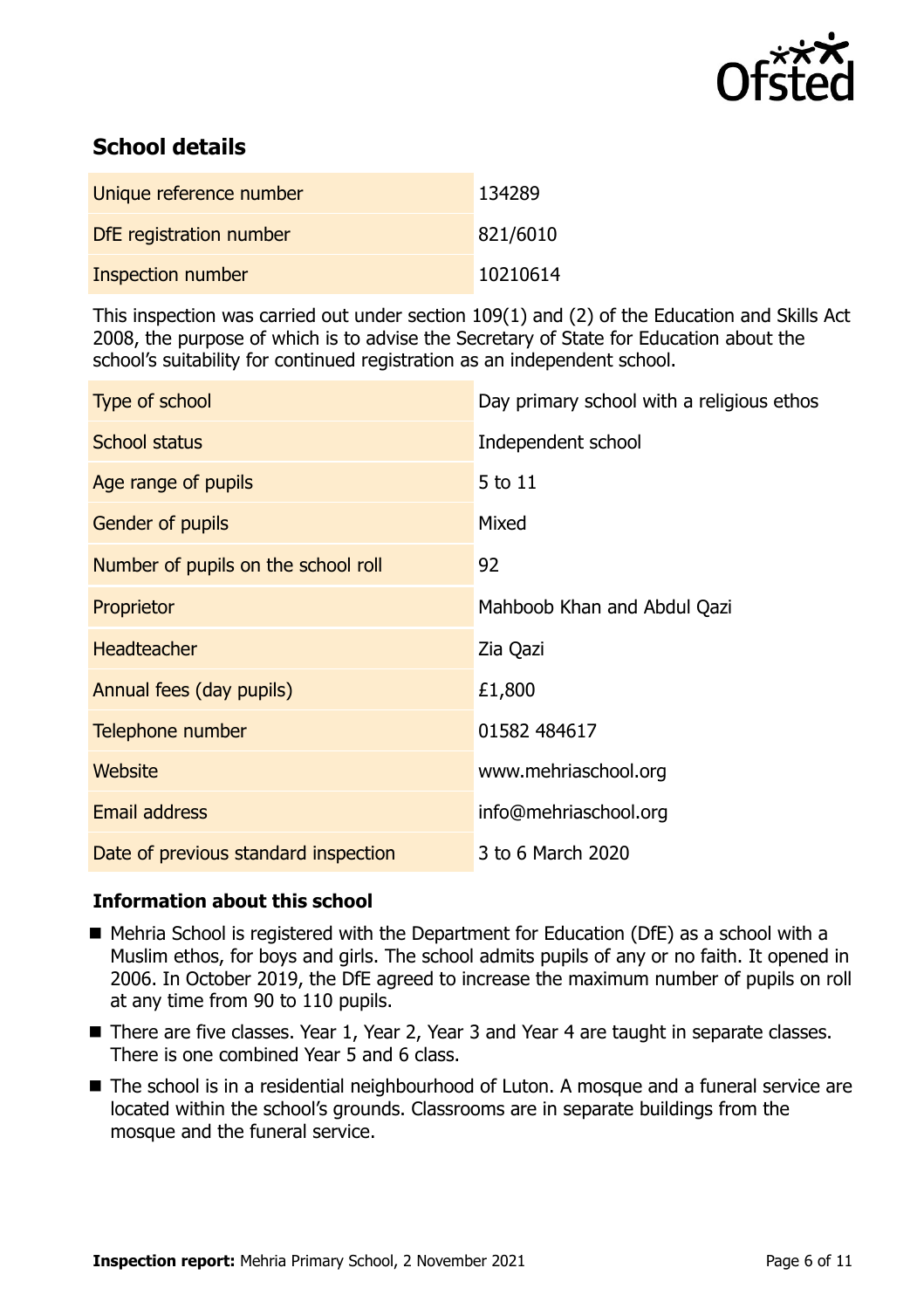## School details

| | |
|---|---|
| Unique reference number | 134289 |
| DfE registration number | 821/6010 |
| Inspection number | 10210614 |

This inspection was carried out under section 109(1) and (2) of the Education and Skills Act 2008, the purpose of which is to advise the Secretary of State for Education about the school's suitability for continued registration as an independent school.

| | |
|---|---|
| Type of school | Day primary school with a religious ethos |
| School status | Independent school |
| Age range of pupils | 5 to 11 |
| Gender of pupils | Mixed |
| Number of pupils on the school roll | 92 |
| Proprietor | Mahboob Khan and Abdul Qazi |
| Headteacher | Zia Qazi |
| Annual fees (day pupils) | £1,800 |
| Telephone number | 01582 484617 |
| Website | www.mehriaschool.org |
| Email address | info@mehriaschool.org |
| Date of previous standard inspection | 3 to 6 March 2020 |

### Information about this school

- Mehria School is registered with the Department for Education (DfE) as a school with a Muslim ethos, for boys and girls. The school admits pupils of any or no faith. It opened in 2006. In October 2019, the DfE agreed to increase the maximum number of pupils on roll at any time from 90 to 110 pupils.
- There are five classes. Year 1, Year 2, Year 3 and Year 4 are taught in separate classes. There is one combined Year 5 and 6 class.
- The school is in a residential neighbourhood of Luton. A mosque and a funeral service are located within the school's grounds. Classrooms are in separate buildings from the mosque and the funeral service.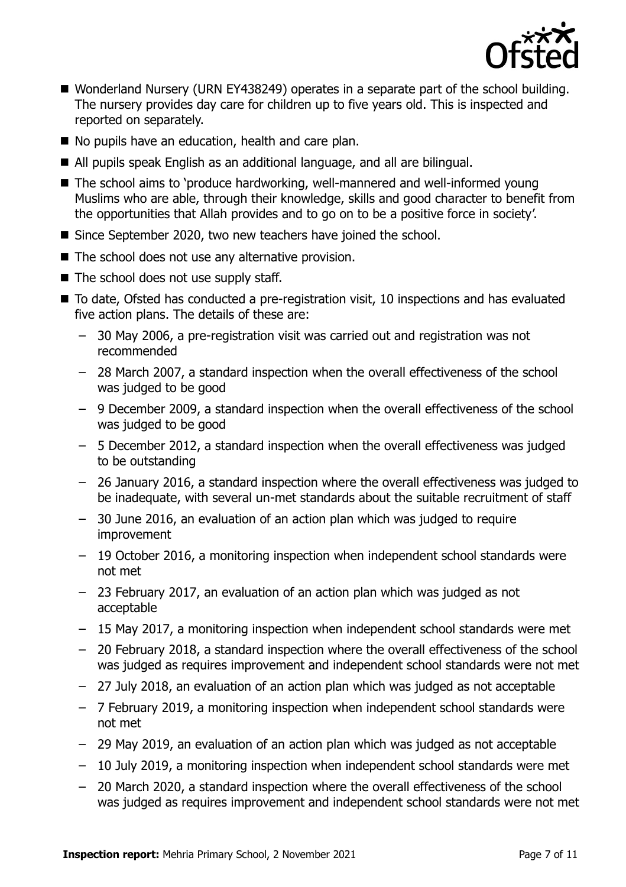- Wonderland Nursery (URN EY438249) operates in a separate part of the school building. The nursery provides day care for children up to five years old. This is inspected and reported on separately.
- No pupils have an education, health and care plan.
- All pupils speak English as an additional language, and all are bilingual.
- The school aims to 'produce hardworking, well-mannered and well-informed young Muslims who are able, through their knowledge, skills and good character to benefit from the opportunities that Allah provides and to go on to be a positive force in society'.
- Since September 2020, two new teachers have joined the school.
- The school does not use any alternative provision.
- The school does not use supply staff.
- To date, Ofsted has conducted a pre-registration visit, 10 inspections and has evaluated five action plans. The details of these are:
  - 30 May 2006, a pre-registration visit was carried out and registration was not recommended
  - 28 March 2007, a standard inspection when the overall effectiveness of the school was judged to be good
  - 9 December 2009, a standard inspection when the overall effectiveness of the school was judged to be good
  - 5 December 2012, a standard inspection when the overall effectiveness was judged to be outstanding
  - 26 January 2016, a standard inspection where the overall effectiveness was judged to be inadequate, with several un-met standards about the suitable recruitment of staff
  - 30 June 2016, an evaluation of an action plan which was judged to require improvement
  - 19 October 2016, a monitoring inspection when independent school standards were not met
  - 23 February 2017, an evaluation of an action plan which was judged as not acceptable
  - 15 May 2017, a monitoring inspection when independent school standards were met
  - 20 February 2018, a standard inspection where the overall effectiveness of the school was judged as requires improvement and independent school standards were not met
  - 27 July 2018, an evaluation of an action plan which was judged as not acceptable
  - 7 February 2019, a monitoring inspection when independent school standards were not met
  - 29 May 2019, an evaluation of an action plan which was judged as not acceptable
  - 10 July 2019, a monitoring inspection when independent school standards were met
  - 20 March 2020, a standard inspection where the overall effectiveness of the school was judged as requires improvement and independent school standards were not met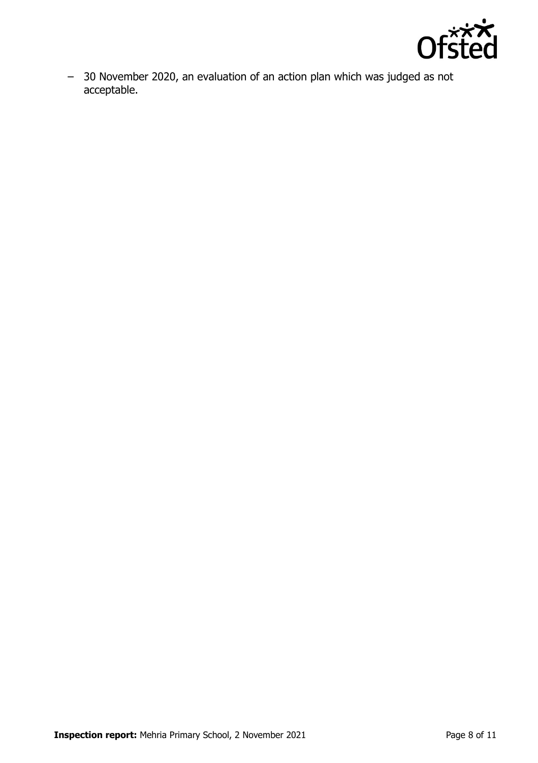– 30 November 2020, an evaluation of an action plan which was judged as not acceptable.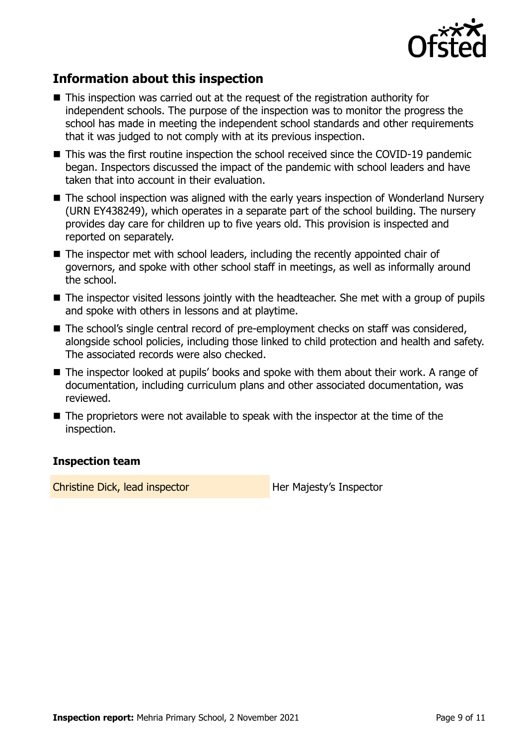## Information about this inspection

- This inspection was carried out at the request of the registration authority for independent schools. The purpose of the inspection was to monitor the progress the school has made in meeting the independent school standards and other requirements that it was judged to not comply with at its previous inspection.
- This was the first routine inspection the school received since the COVID-19 pandemic began. Inspectors discussed the impact of the pandemic with school leaders and have taken that into account in their evaluation.
- The school inspection was aligned with the early years inspection of Wonderland Nursery (URN EY438249), which operates in a separate part of the school building. The nursery provides day care for children up to five years old. This provision is inspected and reported on separately.
- The inspector met with school leaders, including the recently appointed chair of governors, and spoke with other school staff in meetings, as well as informally around the school.
- The inspector visited lessons jointly with the headteacher. She met with a group of pupils and spoke with others in lessons and at playtime.
- The school's single central record of pre-employment checks on staff was considered, alongside school policies, including those linked to child protection and health and safety. The associated records were also checked.
- The inspector looked at pupils' books and spoke with them about their work. A range of documentation, including curriculum plans and other associated documentation, was reviewed.
- The proprietors were not available to speak with the inspector at the time of the inspection.

### Inspection team

| | |
|---|---|
| Christine Dick, lead inspector | Her Majesty's Inspector |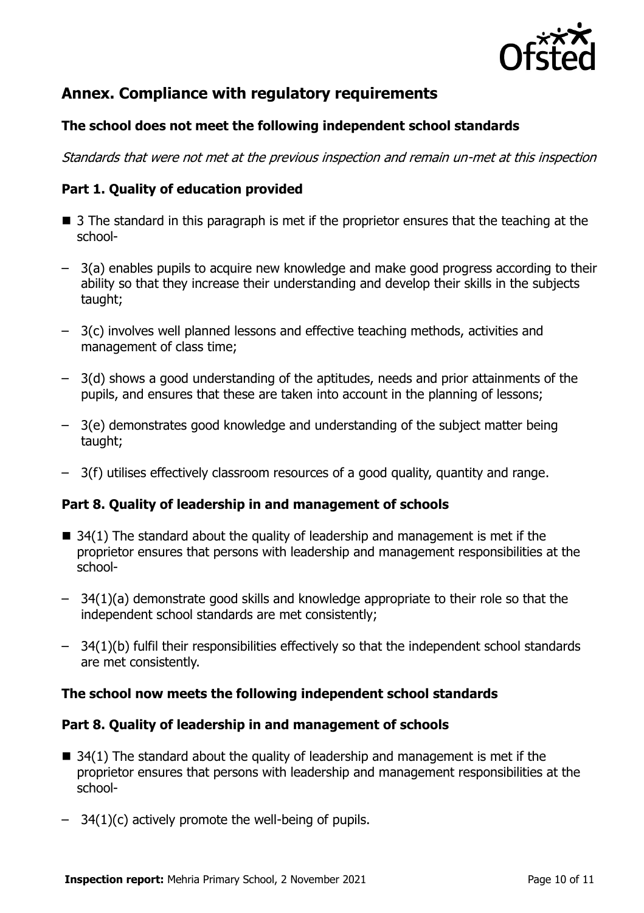## Annex. Compliance with regulatory requirements

### The school does not meet the following independent school standards

*Standards that were not met at the previous inspection and remain un-met at this inspection*

### Part 1. Quality of education provided

- 3 The standard in this paragraph is met if the proprietor ensures that the teaching at the school-
  - 3(a) enables pupils to acquire new knowledge and make good progress according to their ability so that they increase their understanding and develop their skills in the subjects taught;
  - 3(c) involves well planned lessons and effective teaching methods, activities and management of class time;
  - 3(d) shows a good understanding of the aptitudes, needs and prior attainments of the pupils, and ensures that these are taken into account in the planning of lessons;
  - 3(e) demonstrates good knowledge and understanding of the subject matter being taught;
  - 3(f) utilises effectively classroom resources of a good quality, quantity and range.

### Part 8. Quality of leadership in and management of schools

- 34(1) The standard about the quality of leadership and management is met if the proprietor ensures that persons with leadership and management responsibilities at the school-
  - 34(1)(a) demonstrate good skills and knowledge appropriate to their role so that the independent school standards are met consistently;
  - 34(1)(b) fulfil their responsibilities effectively so that the independent school standards are met consistently.

### The school now meets the following independent school standards

### Part 8. Quality of leadership in and management of schools

- 34(1) The standard about the quality of leadership and management is met if the proprietor ensures that persons with leadership and management responsibilities at the school-
  - 34(1)(c) actively promote the well-being of pupils.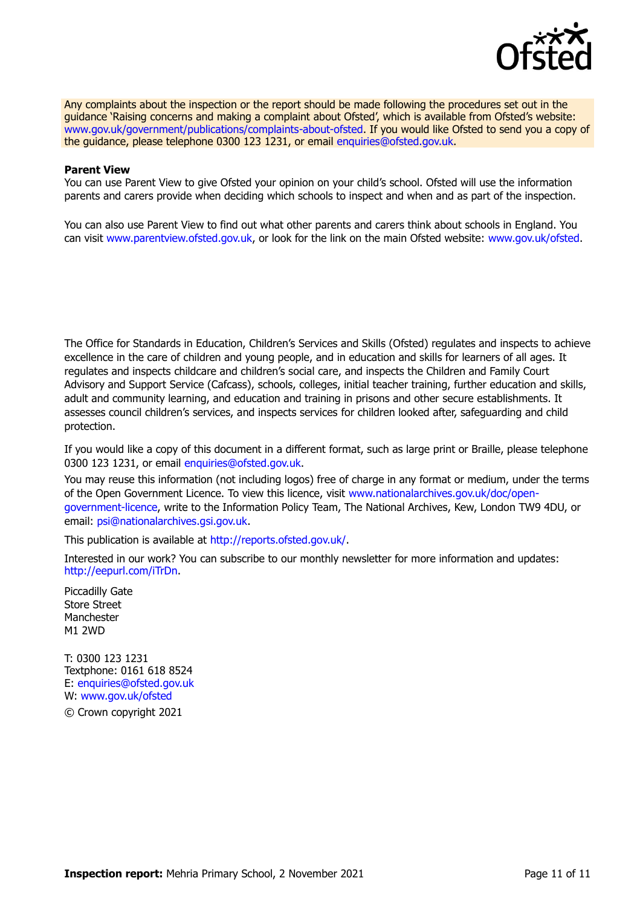Any complaints about the inspection or the report should be made following the procedures set out in the guidance 'Raising concerns and making a complaint about Ofsted', which is available from Ofsted's website: www.gov.uk/government/publications/complaints-about-ofsted. If you would like Ofsted to send you a copy of the guidance, please telephone 0300 123 1231, or email enquiries@ofsted.gov.uk.

**Parent View**

You can use Parent View to give Ofsted your opinion on your child's school. Ofsted will use the information parents and carers provide when deciding which schools to inspect and when and as part of the inspection.

You can also use Parent View to find out what other parents and carers think about schools in England. You can visit www.parentview.ofsted.gov.uk, or look for the link on the main Ofsted website: www.gov.uk/ofsted.

The Office for Standards in Education, Children's Services and Skills (Ofsted) regulates and inspects to achieve excellence in the care of children and young people, and in education and skills for learners of all ages. It regulates and inspects childcare and children's social care, and inspects the Children and Family Court Advisory and Support Service (Cafcass), schools, colleges, initial teacher training, further education and skills, adult and community learning, and education and training in prisons and other secure establishments. It assesses council children's services, and inspects services for children looked after, safeguarding and child protection.

If you would like a copy of this document in a different format, such as large print or Braille, please telephone 0300 123 1231, or email enquiries@ofsted.gov.uk.

You may reuse this information (not including logos) free of charge in any format or medium, under the terms of the Open Government Licence. To view this licence, visit www.nationalarchives.gov.uk/doc/open-government-licence, write to the Information Policy Team, The National Archives, Kew, London TW9 4DU, or email: psi@nationalarchives.gsi.gov.uk.

This publication is available at http://reports.ofsted.gov.uk/.

Interested in our work? You can subscribe to our monthly newsletter for more information and updates: http://eepurl.com/iTrDn.

Piccadilly Gate  
Store Street  
Manchester  
M1 2WD

T: 0300 123 1231  
Textphone: 0161 618 8524  
E: enquiries@ofsted.gov.uk  
W: www.gov.uk/ofsted

© Crown copyright 2021